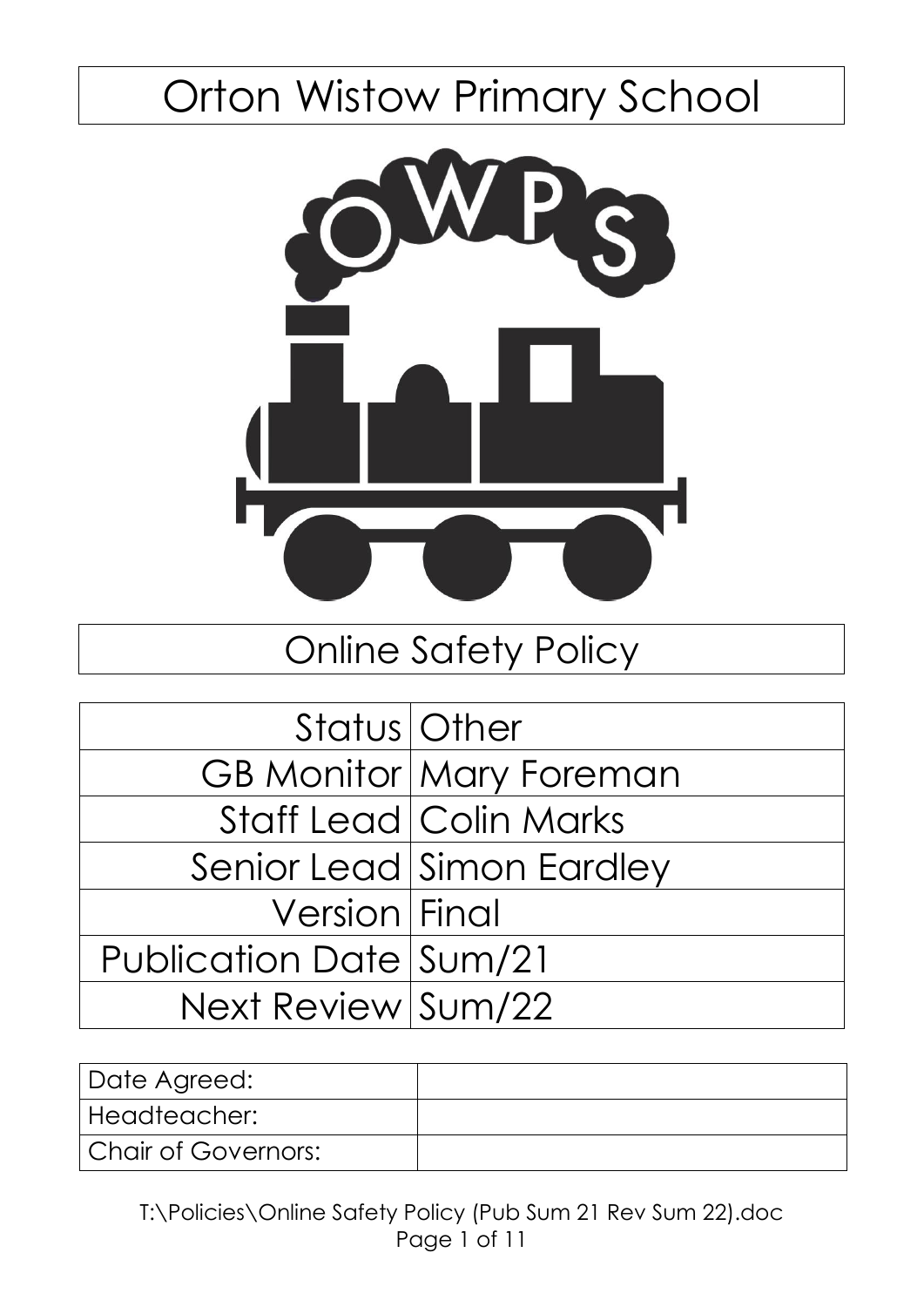# Orton Wistow Primary School

## Online Safety Policy

| | |
|---|---|
| Status | Other |
| GB Monitor | Mary Foreman |
| Staff Lead | Colin Marks |
| Senior Lead | Simon Eardley |
| Version | Final |
| Publication Date | Sum/21 |
| Next Review | Sum/22 |

| | |
|---|---|
| Date Agreed: | |
| Headteacher: | |
| Chair of Governors: | |

T:\Policies\Online Safety Policy (Pub Sum 21 Rev Sum 22).doc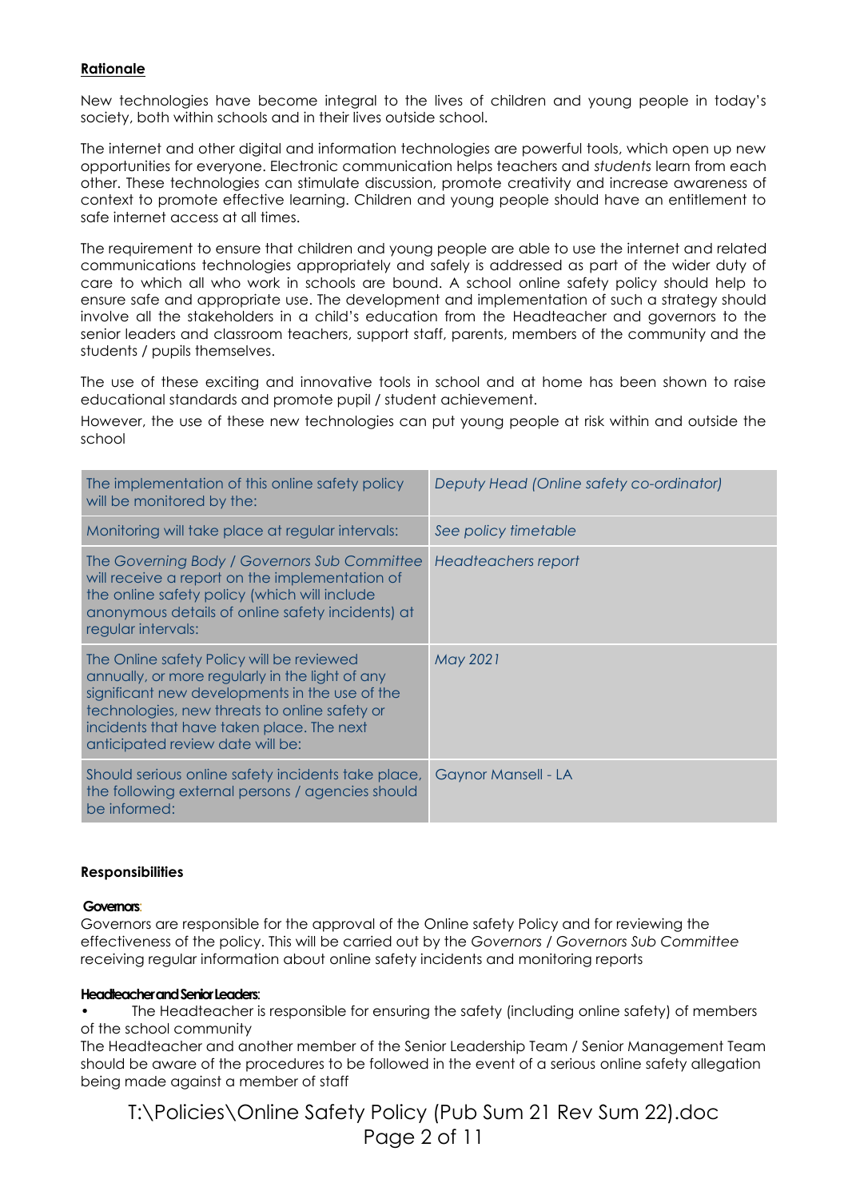**Rationale**

New technologies have become integral to the lives of children and young people in today's society, both within schools and in their lives outside school.

The internet and other digital and information technologies are powerful tools, which open up new opportunities for everyone. Electronic communication helps teachers and *students* learn from each other. These technologies can stimulate discussion, promote creativity and increase awareness of context to promote effective learning. Children and young people should have an entitlement to safe internet access at all times.

The requirement to ensure that children and young people are able to use the internet and related communications technologies appropriately and safely is addressed as part of the wider duty of care to which all who work in schools are bound. A school online safety policy should help to ensure safe and appropriate use. The development and implementation of such a strategy should involve all the stakeholders in a child's education from the Headteacher and governors to the senior leaders and classroom teachers, support staff, parents, members of the community and the students / pupils themselves.

The use of these exciting and innovative tools in school and at home has been shown to raise educational standards and promote pupil / student achievement.

However, the use of these new technologies can put young people at risk within and outside the school

| | |
|---|---|
| The implementation of this online safety policy will be monitored by the: | *Deputy Head (Online safety co-ordinator)* |
| Monitoring will take place at regular intervals: | *See policy timetable* |
| The *Governing Body / Governors Sub Committee* will receive a report on the implementation of the online safety policy (which will include anonymous details of online safety incidents) at regular intervals: | *Headteachers report* |
| The Online safety Policy will be reviewed annually, or more regularly in the light of any significant new developments in the use of the technologies, new threats to online safety or incidents that have taken place. The next anticipated review date will be: | *May 2021* |
| Should serious online safety incidents take place, the following external persons / agencies should be informed: | Gaynor Mansell - LA |

**Responsibilities**

**Governors**:

Governors are responsible for the approval of the Online safety Policy and for reviewing the effectiveness of the policy. This will be carried out by the *Governors / Governors Sub Committee* receiving regular information about online safety incidents and monitoring reports

**Headteacher and Senior Leaders**:

- The Headteacher is responsible for ensuring the safety (including online safety) of members of the school community

The Headteacher and another member of the Senior Leadership Team / Senior Management Team should be aware of the procedures to be followed in the event of a serious online safety allegation being made against a member of staff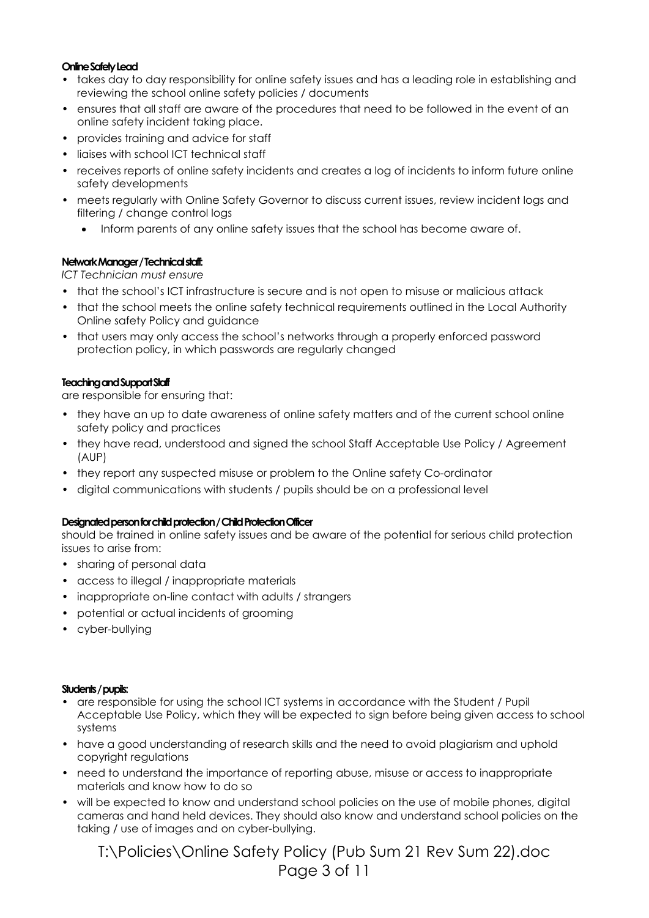**Online Safety Lead**

- takes day to day responsibility for online safety issues and has a leading role in establishing and reviewing the school online safety policies / documents
- ensures that all staff are aware of the procedures that need to be followed in the event of an online safety incident taking place.
- provides training and advice for staff
- liaises with school ICT technical staff
- receives reports of online safety incidents and creates a log of incidents to inform future online safety developments
- meets regularly with Online Safety Governor to discuss current issues, review incident logs and filtering / change control logs
    - Inform parents of any online safety issues that the school has become aware of.

**Network Manager / Technical staff:**

*ICT Technician must ensure*

- that the school's ICT infrastructure is secure and is not open to misuse or malicious attack
- that the school meets the online safety technical requirements outlined in the Local Authority Online safety Policy and guidance
- that users may only access the school's networks through a properly enforced password protection policy, in which passwords are regularly changed

**Teaching and Support Staff**

are responsible for ensuring that:

- they have an up to date awareness of online safety matters and of the current school online safety policy and practices
- they have read, understood and signed the school Staff Acceptable Use Policy / Agreement (AUP)
- they report any suspected misuse or problem to the Online safety Co-ordinator
- digital communications with students / pupils should be on a professional level

**Designated person for child protection / Child Protection Officer**

should be trained in online safety issues and be aware of the potential for serious child protection issues to arise from:

- sharing of personal data
- access to illegal / inappropriate materials
- inappropriate on-line contact with adults / strangers
- potential or actual incidents of grooming
- cyber-bullying

**Students / pupils:**

- are responsible for using the school ICT systems in accordance with the Student / Pupil Acceptable Use Policy, which they will be expected to sign before being given access to school systems
- have a good understanding of research skills and the need to avoid plagiarism and uphold copyright regulations
- need to understand the importance of reporting abuse, misuse or access to inappropriate materials and know how to do so
- will be expected to know and understand school policies on the use of mobile phones, digital cameras and hand held devices. They should also know and understand school policies on the taking / use of images and on cyber-bullying.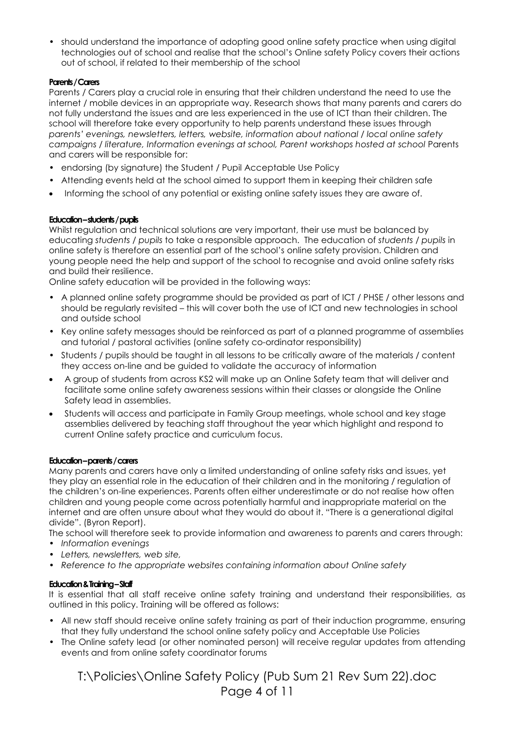- should understand the importance of adopting good online safety practice when using digital technologies out of school and realise that the school's Online safety Policy covers their actions out of school, if related to their membership of the school

**Parents / Carers**

Parents / Carers play a crucial role in ensuring that their children understand the need to use the internet / mobile devices in an appropriate way. Research shows that many parents and carers do not fully understand the issues and are less experienced in the use of ICT than their children. The school will therefore take every opportunity to help parents understand these issues through *parents' evenings, newsletters, letters, website, information about national / local online safety campaigns / literature, Information evenings at school, Parent workshops hosted at school* Parents and carers will be responsible for:

- endorsing (by signature) the Student / Pupil Acceptable Use Policy
- Attending events held at the school aimed to support them in keeping their children safe
- Informing the school of any potential or existing online safety issues they are aware of.

**Education – students / pupils**

Whilst regulation and technical solutions are very important, their use must be balanced by educating *students / pupils* to take a responsible approach. The education of *students / pupils* in online safety is therefore an essential part of the school's online safety provision. Children and young people need the help and support of the school to recognise and avoid online safety risks and build their resilience.

Online safety education will be provided in the following ways:

- A planned online safety programme should be provided as part of ICT / PHSE / other lessons and should be regularly revisited – this will cover both the use of ICT and new technologies in school and outside school
- Key online safety messages should be reinforced as part of a planned programme of assemblies and tutorial / pastoral activities (online safety co-ordinator responsibility)
- Students / pupils should be taught in all lessons to be critically aware of the materials / content they access on-line and be guided to validate the accuracy of information
- A group of students from across KS2 will make up an Online Safety team that will deliver and facilitate some online safety awareness sessions within their classes or alongside the Online Safety lead in assemblies.
- Students will access and participate in Family Group meetings, whole school and key stage assemblies delivered by teaching staff throughout the year which highlight and respond to current Online safety practice and curriculum focus.

**Education – parents / carers**

Many parents and carers have only a limited understanding of online safety risks and issues, yet they play an essential role in the education of their children and in the monitoring / regulation of the children's on-line experiences. Parents often either underestimate or do not realise how often children and young people come across potentially harmful and inappropriate material on the internet and are often unsure about what they would do about it. "There is a generational digital divide". (Byron Report).

The school will therefore seek to provide information and awareness to parents and carers through:

- *Information evenings*
- *Letters, newsletters, web site,*
- *Reference to the appropriate websites containing information about Online safety*

**Education & Training – Staff**

It is essential that all staff receive online safety training and understand their responsibilities, as outlined in this policy. Training will be offered as follows:

- All new staff should receive online safety training as part of their induction programme, ensuring that they fully understand the school online safety policy and Acceptable Use Policies
- The Online safety lead (or other nominated person) will receive regular updates from attending events and from online safety coordinator forums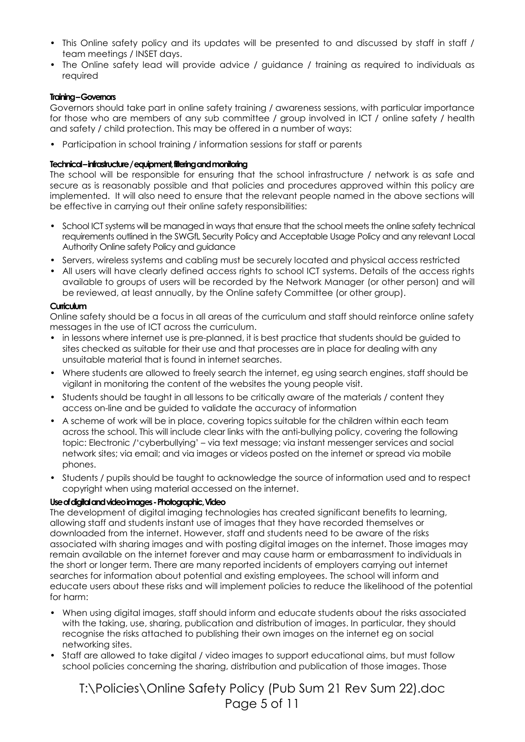- This Online safety policy and its updates will be presented to and discussed by staff in staff / team meetings / INSET days.
- The Online safety lead will provide advice / guidance / training as required to individuals as required

**Training – Governors**

Governors should take part in online safety training / awareness sessions, with particular importance for those who are members of any sub committee / group involved in ICT / online safety / health and safety / child protection. This may be offered in a number of ways:

- Participation in school training / information sessions for staff or parents

**Technical – infrastructure / equipment, filtering and monitoring**

The school will be responsible for ensuring that the school infrastructure / network is as safe and secure as is reasonably possible and that policies and procedures approved within this policy are implemented. It will also need to ensure that the relevant people named in the above sections will be effective in carrying out their online safety responsibilities:

- School ICT systems will be managed in ways that ensure that the school meets the online safety technical requirements outlined in the SWGfL Security Policy and Acceptable Usage Policy and any relevant Local Authority Online safety Policy and guidance
- Servers, wireless systems and cabling must be securely located and physical access restricted
- All users will have clearly defined access rights to school ICT systems. Details of the access rights available to groups of users will be recorded by the Network Manager (or other person) and will be reviewed, at least annually, by the Online safety Committee (or other group).

**Curriculum**

Online safety should be a focus in all areas of the curriculum and staff should reinforce online safety messages in the use of ICT across the curriculum.

- in lessons where internet use is pre-planned, it is best practice that students should be guided to sites checked as suitable for their use and that processes are in place for dealing with any unsuitable material that is found in internet searches.
- Where students are allowed to freely search the internet, eg using search engines, staff should be vigilant in monitoring the content of the websites the young people visit.
- Students should be taught in all lessons to be critically aware of the materials / content they access on-line and be guided to validate the accuracy of information
- A scheme of work will be in place, covering topics suitable for the children within each team across the school. This will include clear links with the anti-bullying policy, covering the following topic: Electronic /'cyberbullying' – via text message; via instant messenger services and social network sites; via email; and via images or videos posted on the internet or spread via mobile phones.
- Students / pupils should be taught to acknowledge the source of information used and to respect copyright when using material accessed on the internet.

**Use of digital and video images - Photographic, Video**

The development of digital imaging technologies has created significant benefits to learning, allowing staff and students instant use of images that they have recorded themselves or downloaded from the internet. However, staff and students need to be aware of the risks associated with sharing images and with posting digital images on the internet. Those images may remain available on the internet forever and may cause harm or embarrassment to individuals in the short or longer term. There are many reported incidents of employers carrying out internet searches for information about potential and existing employees. The school will inform and educate users about these risks and will implement policies to reduce the likelihood of the potential for harm:

- When using digital images, staff should inform and educate students about the risks associated with the taking, use, sharing, publication and distribution of images. In particular, they should recognise the risks attached to publishing their own images on the internet eg on social networking sites.
- Staff are allowed to take digital / video images to support educational aims, but must follow school policies concerning the sharing, distribution and publication of those images. Those

T:\Policies\Online Safety Policy (Pub Sum 21 Rev Sum 22).doc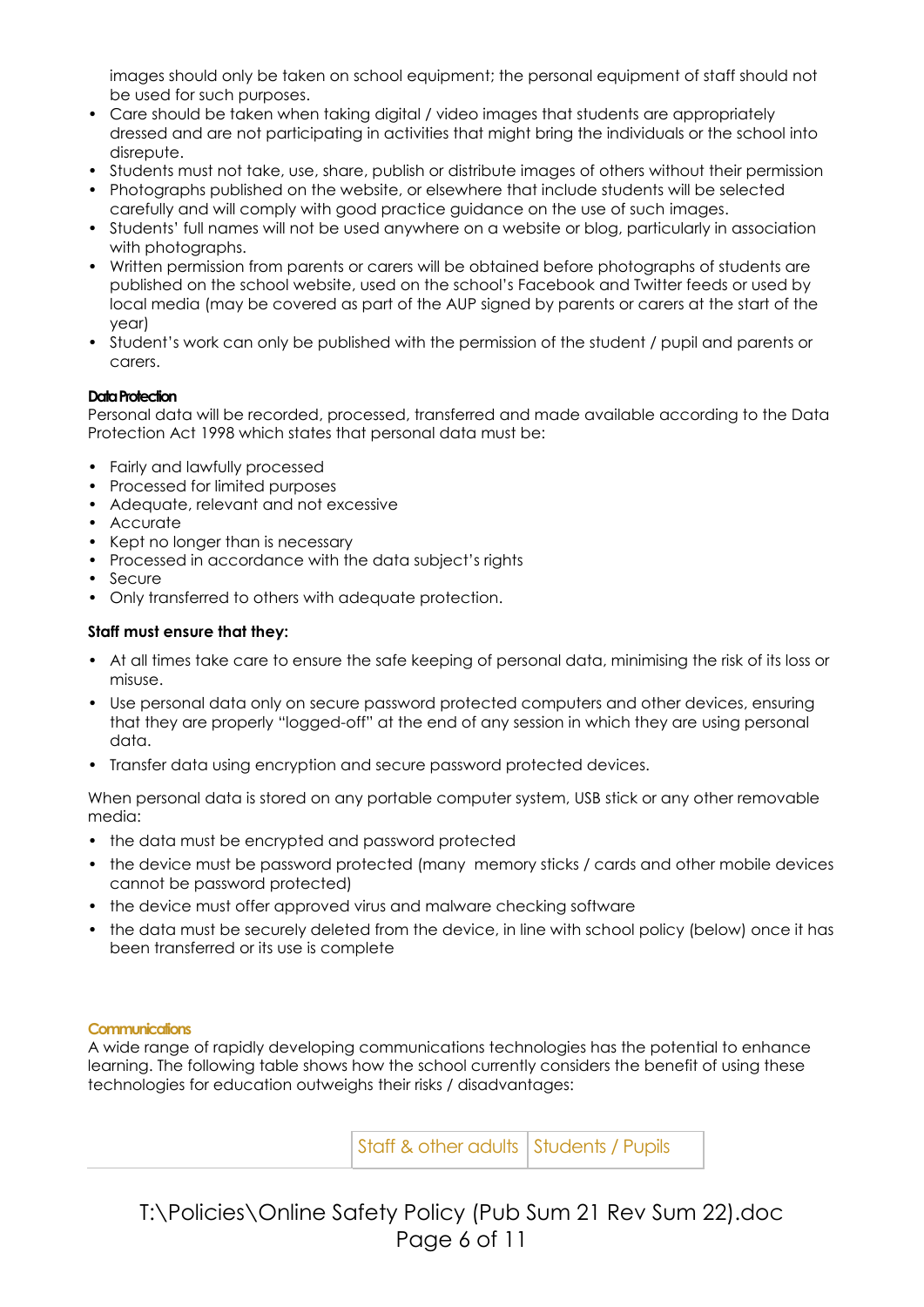images should only be taken on school equipment; the personal equipment of staff should not be used for such purposes.

- Care should be taken when taking digital / video images that students are appropriately dressed and are not participating in activities that might bring the individuals or the school into disrepute.
- Students must not take, use, share, publish or distribute images of others without their permission
- Photographs published on the website, or elsewhere that include students will be selected carefully and will comply with good practice guidance on the use of such images.
- Students' full names will not be used anywhere on a website or blog, particularly in association with photographs.
- Written permission from parents or carers will be obtained before photographs of students are published on the school website, used on the school's Facebook and Twitter feeds or used by local media (may be covered as part of the AUP signed by parents or carers at the start of the year)
- Student's work can only be published with the permission of the student / pupil and parents or carers.

**Data Protection**

Personal data will be recorded, processed, transferred and made available according to the Data Protection Act 1998 which states that personal data must be:

- Fairly and lawfully processed
- Processed for limited purposes
- Adequate, relevant and not excessive
- Accurate
- Kept no longer than is necessary
- Processed in accordance with the data subject's rights
- Secure
- Only transferred to others with adequate protection.

**Staff must ensure that they:**

- At all times take care to ensure the safe keeping of personal data, minimising the risk of its loss or misuse.
- Use personal data only on secure password protected computers and other devices, ensuring that they are properly "logged-off" at the end of any session in which they are using personal data.
- Transfer data using encryption and secure password protected devices.

When personal data is stored on any portable computer system, USB stick or any other removable media:

- the data must be encrypted and password protected
- the device must be password protected (many memory sticks / cards and other mobile devices cannot be password protected)
- the device must offer approved virus and malware checking software
- the data must be securely deleted from the device, in line with school policy (below) once it has been transferred or its use is complete

**Communications**

A wide range of rapidly developing communications technologies has the potential to enhance learning. The following table shows how the school currently considers the benefit of using these technologies for education outweighs their risks / disadvantages:

| | Staff & other adults | Students / Pupils |
|---|---|---|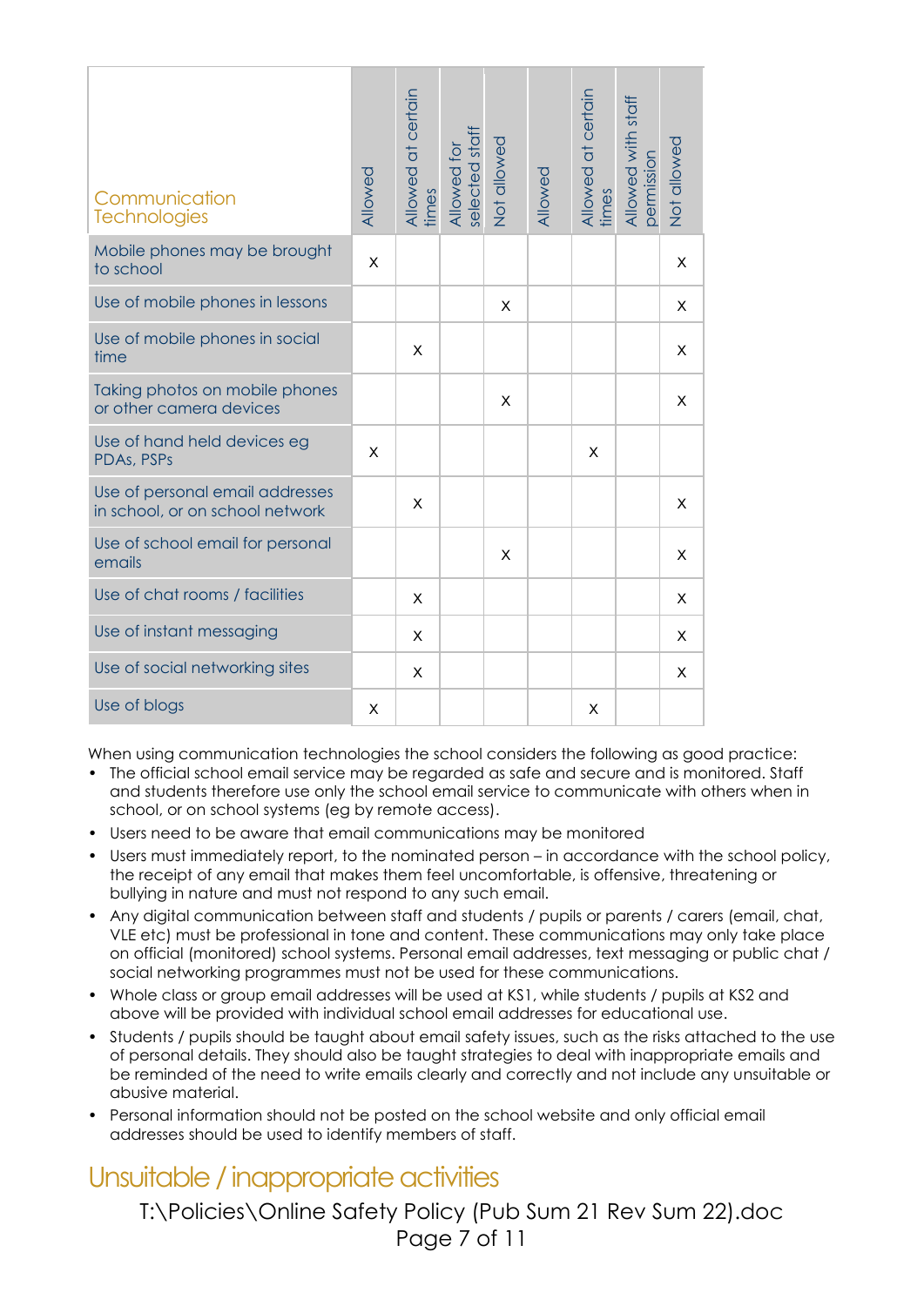| Communication Technologies | Allowed | Allowed at certain times | Allowed for selected staff | Not allowed | Allowed | Allowed at certain times | Allowed with staff permission | Not allowed |
|---|---|---|---|---|---|---|---|---|
| Mobile phones may be brought to school | x | | | | | | | x |
| Use of mobile phones in lessons | | | | x | | | | x |
| Use of mobile phones in social time | | x | | | | | | x |
| Taking photos on mobile phones or other camera devices | | | | x | | | | x |
| Use of hand held devices eg PDAs, PSPs | x | | | | | x | | |
| Use of personal email addresses in school, or on school network | | x | | | | | | x |
| Use of school email for personal emails | | | | x | | | | x |
| Use of chat rooms / facilities | | x | | | | | | x |
| Use of instant messaging | | x | | | | | | x |
| Use of social networking sites | | x | | | | | | x |
| Use of blogs | x | | | | | x | | |

When using communication technologies the school considers the following as good practice:

- The official school email service may be regarded as safe and secure and is monitored. Staff and students therefore use only the school email service to communicate with others when in school, or on school systems (eg by remote access).
- Users need to be aware that email communications may be monitored
- Users must immediately report, to the nominated person – in accordance with the school policy, the receipt of any email that makes them feel uncomfortable, is offensive, threatening or bullying in nature and must not respond to any such email.
- Any digital communication between staff and students / pupils or parents / carers (email, chat, VLE etc) must be professional in tone and content. These communications may only take place on official (monitored) school systems. Personal email addresses, text messaging or public chat / social networking programmes must not be used for these communications.
- Whole class or group email addresses will be used at KS1, while students / pupils at KS2 and above will be provided with individual school email addresses for educational use.
- Students / pupils should be taught about email safety issues, such as the risks attached to the use of personal details. They should also be taught strategies to deal with inappropriate emails and be reminded of the need to write emails clearly and correctly and not include any unsuitable or abusive material.
- Personal information should not be posted on the school website and only official email addresses should be used to identify members of staff.

## Unsuitable / inappropriate activities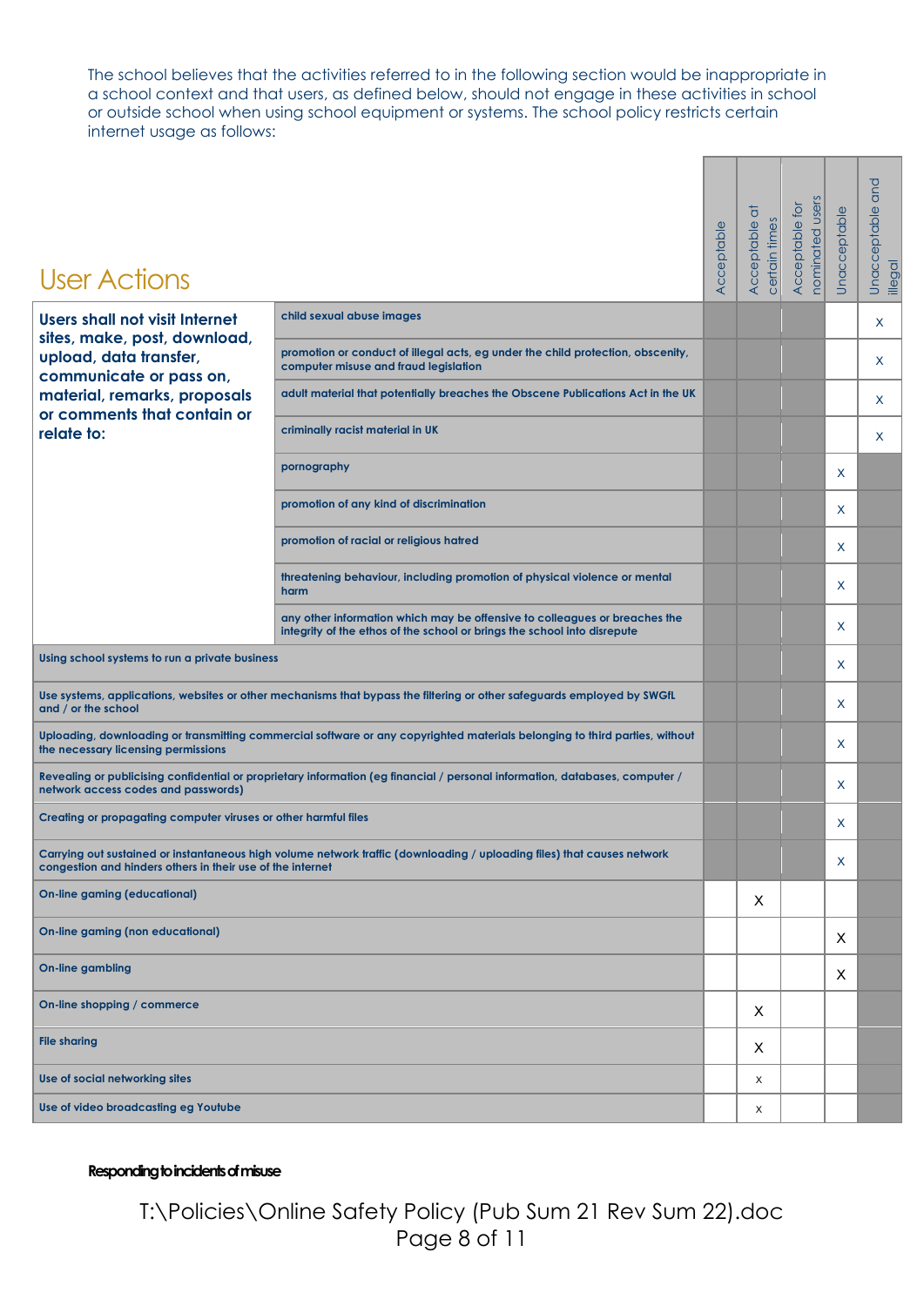The school believes that the activities referred to in the following section would be inappropriate in a school context and that users, as defined below, should not engage in these activities in school or outside school when using school equipment or systems. The school policy restricts certain internet usage as follows:

| User Actions | | Acceptable | Acceptable at certain times | Acceptable for nominated users | Unacceptable | Unacceptable and illegal |
|---|---|---|---|---|---|---|
| Users shall not visit Internet sites, make, post, download, upload, data transfer, communicate or pass on, material, remarks, proposals or comments that contain or relate to: | child sexual abuse images | | | | | x |
| | promotion or conduct of illegal acts, eg under the child protection, obscenity, computer misuse and fraud legislation | | | | | x |
| | adult material that potentially breaches the Obscene Publications Act in the UK | | | | | x |
| | criminally racist material in UK | | | | | x |
| | pornography | | | | x | |
| | promotion of any kind of discrimination | | | | x | |
| | promotion of racial or religious hatred | | | | x | |
| | threatening behaviour, including promotion of physical violence or mental harm | | | | x | |
| | any other information which may be offensive to colleagues or breaches the integrity of the ethos of the school or brings the school into disrepute | | | | x | |
| Using school systems to run a private business | | | | | x | |
| Use systems, applications, websites or other mechanisms that bypass the filtering or other safeguards employed by SWGfL and / or the school | | | | | x | |
| Uploading, downloading or transmitting commercial software or any copyrighted materials belonging to third parties, without the necessary licensing permissions | | | | | x | |
| Revealing or publicising confidential or proprietary information (eg financial / personal information, databases, computer / network access codes and passwords) | | | | | x | |
| Creating or propagating computer viruses or other harmful files | | | | | x | |
| Carrying out sustained or instantaneous high volume network traffic (downloading / uploading files) that causes network congestion and hinders others in their use of the internet | | | | | x | |
| On-line gaming (educational) | | | X | | | |
| On-line gaming (non educational) | | | | | X | |
| On-line gambling | | | | | X | |
| On-line shopping / commerce | | | X | | | |
| File sharing | | | X | | | |
| Use of social networking sites | | | x | | | |
| Use of video broadcasting eg Youtube | | | x | | | |

**Responding to incidents of misuse**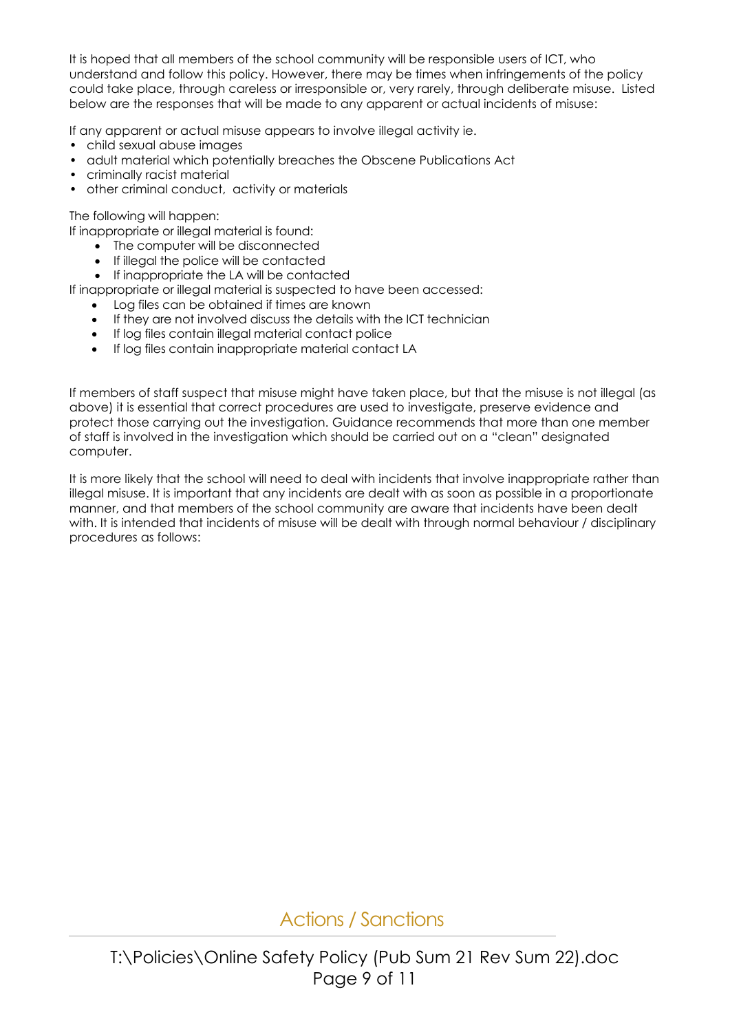It is hoped that all members of the school community will be responsible users of ICT, who understand and follow this policy. However, there may be times when infringements of the policy could take place, through careless or irresponsible or, very rarely, through deliberate misuse. Listed below are the responses that will be made to any apparent or actual incidents of misuse:

If any apparent or actual misuse appears to involve illegal activity ie.

- child sexual abuse images
- adult material which potentially breaches the Obscene Publications Act
- criminally racist material
- other criminal conduct, activity or materials

The following will happen:

If inappropriate or illegal material is found:

- The computer will be disconnected
- If illegal the police will be contacted
- If inappropriate the LA will be contacted

If inappropriate or illegal material is suspected to have been accessed:

- Log files can be obtained if times are known
- If they are not involved discuss the details with the ICT technician
- If log files contain illegal material contact police
- If log files contain inappropriate material contact LA

If members of staff suspect that misuse might have taken place, but that the misuse is not illegal (as above) it is essential that correct procedures are used to investigate, preserve evidence and protect those carrying out the investigation. Guidance recommends that more than one member of staff is involved in the investigation which should be carried out on a "clean" designated computer.

It is more likely that the school will need to deal with incidents that involve inappropriate rather than illegal misuse. It is important that any incidents are dealt with as soon as possible in a proportionate manner, and that members of the school community are aware that incidents have been dealt with. It is intended that incidents of misuse will be dealt with through normal behaviour / disciplinary procedures as follows:

## Actions / Sanctions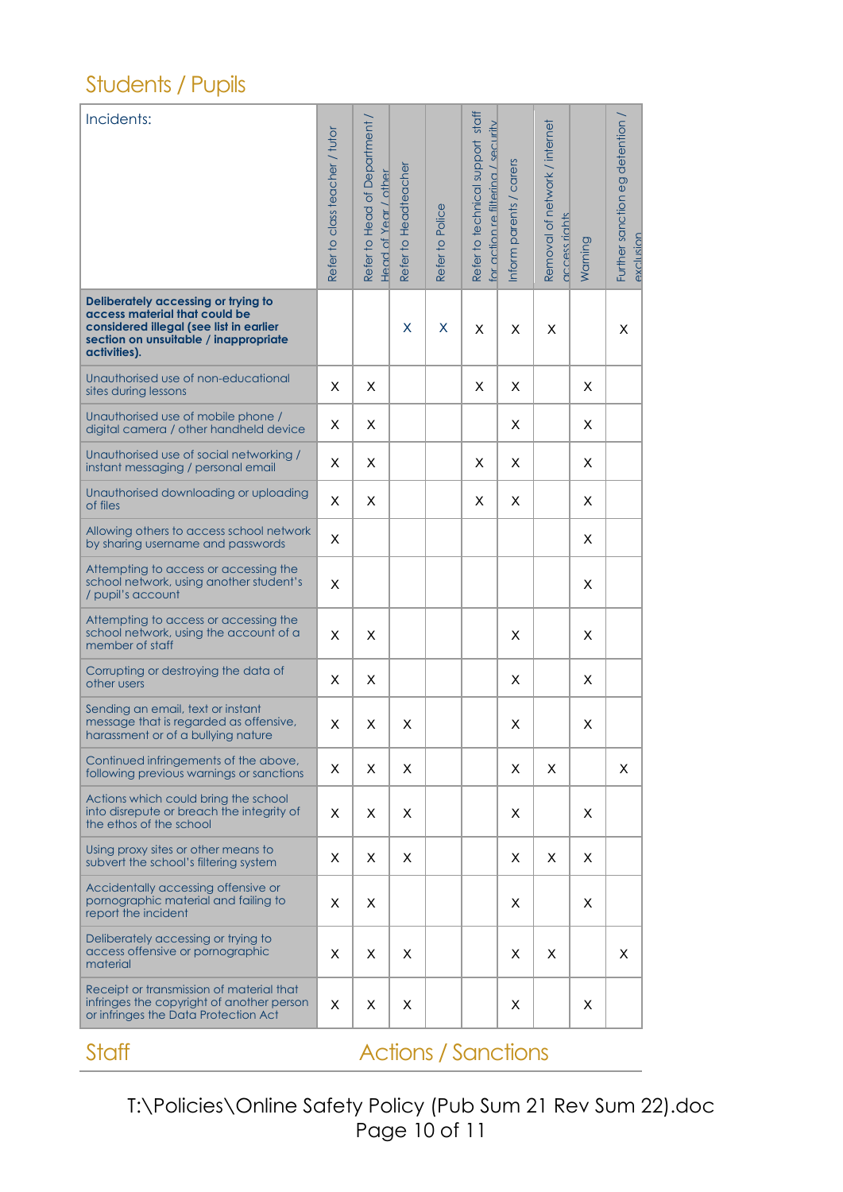## Students / Pupils

| Incidents: | Refer to class teacher / tutor | Refer to Head of Department / Head of Year / other | Refer to Headteacher | Refer to Police | Refer to technical support staff for action re filtering / security | Inform parents / carers | Removal of network / internet access rights | Warning | Further sanction eg detention / exclusion |
|---|---|---|---|---|---|---|---|---|---|
| **Deliberately accessing or trying to access material that could be considered illegal (see list in earlier section on unsuitable / inappropriate activities).** | | | X | X | X | X | X | | X |
| Unauthorised use of non-educational sites during lessons | X | X | | | X | X | | X | |
| Unauthorised use of mobile phone / digital camera / other handheld device | X | X | | | | X | | X | |
| Unauthorised use of social networking / instant messaging / personal email | X | X | | | X | X | | X | |
| Unauthorised downloading or uploading of files | X | X | | | X | X | | X | |
| Allowing others to access school network by sharing username and passwords | X | | | | | | | X | |
| Attempting to access or accessing the school network, using another student's / pupil's account | X | | | | | | | X | |
| Attempting to access or accessing the school network, using the account of a member of staff | X | X | | | | X | | X | |
| Corrupting or destroying the data of other users | X | X | | | | X | | X | |
| Sending an email, text or instant message that is regarded as offensive, harassment or of a bullying nature | X | X | X | | | X | | X | |
| Continued infringements of the above, following previous warnings or sanctions | X | X | X | | | X | X | | X |
| Actions which could bring the school into disrepute or breach the integrity of the ethos of the school | X | X | X | | | X | | X | |
| Using proxy sites or other means to subvert the school's filtering system | X | X | X | | | X | X | X | |
| Accidentally accessing offensive or pornographic material and failing to report the incident | X | X | | | | X | | X | |
| Deliberately accessing or trying to access offensive or pornographic material | X | X | X | | | X | X | | X |
| Receipt or transmission of material that infringes the copyright of another person or infringes the Data Protection Act | X | X | X | | | X | | X | |

## Staff

## Actions / Sanctions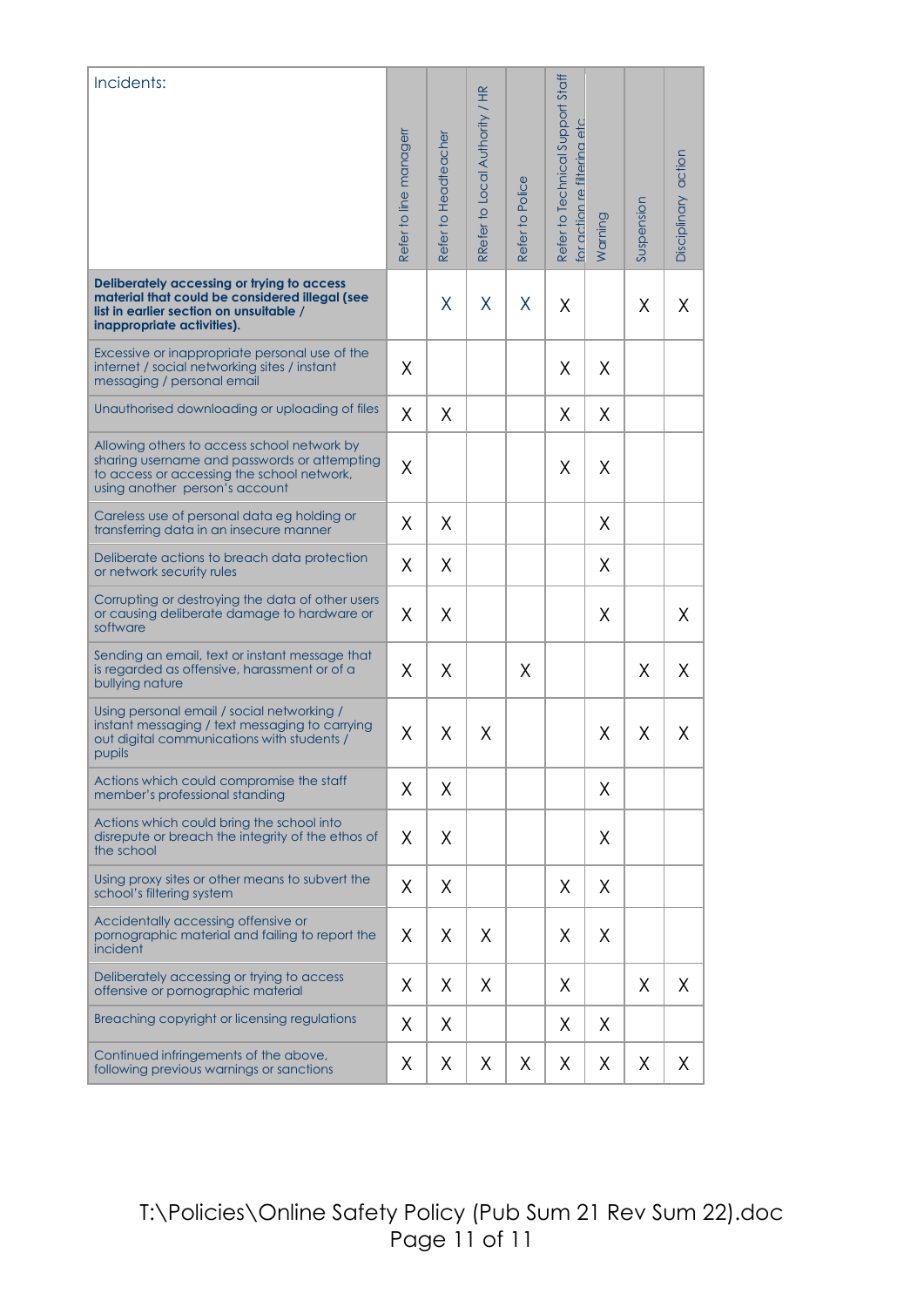| Incidents: | Refer to line manager | Refer to Headteacher | RRefer to Local Authority / HR | Refer to Police | Refer to Technical Support Staff for action re filtering etc | Warning | Suspension | Disciplinary action |
|---|---|---|---|---|---|---|---|---|
| **Deliberately accessing or trying to access material that could be considered illegal (see list in earlier section on unsuitable / inappropriate activities).** | | X | X | X | X | | X | X |
| Excessive or inappropriate personal use of the internet / social networking sites / instant messaging / personal email | X | | | | X | X | | |
| Unauthorised downloading or uploading of files | X | X | | | X | X | | |
| Allowing others to access school network by sharing username and passwords or attempting to access or accessing the school network, using another person's account | X | | | | X | X | | |
| Careless use of personal data eg holding or transferring data in an insecure manner | X | X | | | | X | | |
| Deliberate actions to breach data protection or network security rules | X | X | | | | X | | |
| Corrupting or destroying the data of other users or causing deliberate damage to hardware or software | X | X | | | | X | | X |
| Sending an email, text or instant message that is regarded as offensive, harassment or of a bullying nature | X | X | | X | | | X | X |
| Using personal email / social networking / instant messaging / text messaging to carrying out digital communications with students / pupils | X | X | X | | | X | X | X |
| Actions which could compromise the staff member's professional standing | X | X | | | | X | | |
| Actions which could bring the school into disrepute or breach the integrity of the ethos of the school | X | X | | | | X | | |
| Using proxy sites or other means to subvert the school's filtering system | X | X | | | X | X | | |
| Accidentally accessing offensive or pornographic material and failing to report the incident | X | X | X | | X | X | | |
| Deliberately accessing or trying to access offensive or pornographic material | X | X | X | | X | | X | X |
| Breaching copyright or licensing regulations | X | X | | | X | X | | |
| Continued infringements of the above, following previous warnings or sanctions | X | X | X | X | X | X | X | X |

T:\Policies\Online Safety Policy (Pub Sum 21 Rev Sum 22).doc